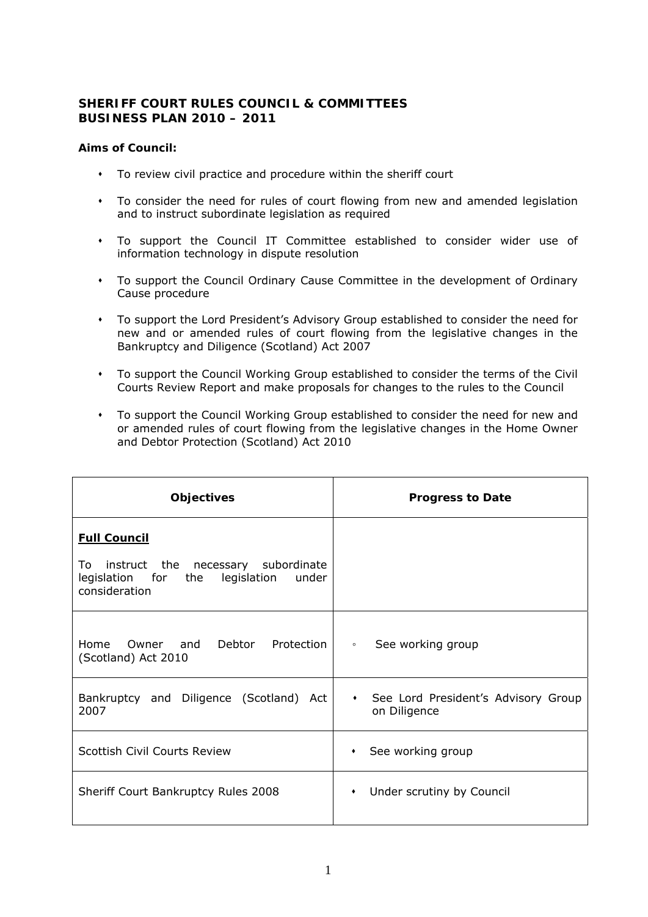# SHERIFF COURT RULES COUNCIL & COMMITTEES
# BUSINESS PLAN 2010 – 2011

**Aims of Council:**

- To review civil practice and procedure within the sheriff court
- To consider the need for rules of court flowing from new and amended legislation and to instruct subordinate legislation as required
- To support the Council IT Committee established to consider wider use of information technology in dispute resolution
- To support the Council Ordinary Cause Committee in the development of Ordinary Cause procedure
- To support the Lord President's Advisory Group established to consider the need for new and or amended rules of court flowing from the legislative changes in the Bankruptcy and Diligence (Scotland) Act 2007
- To support the Council Working Group established to consider the terms of the Civil Courts Review Report and make proposals for changes to the rules to the Council
- To support the Council Working Group established to consider the need for new and or amended rules of court flowing from the legislative changes in the Home Owner and Debtor Protection (Scotland) Act 2010

| Objectives | Progress to Date |
|---|---|
| **Full Council**<br><br>To instruct the necessary subordinate legislation for the legislation under consideration | |
| Home Owner and Debtor Protection (Scotland) Act 2010 | ◦ See working group |
| Bankruptcy and Diligence (Scotland) Act 2007 | • See Lord President's Advisory Group on Diligence |
| Scottish Civil Courts Review | • See working group |
| Sheriff Court Bankruptcy Rules 2008 | • Under scrutiny by Council |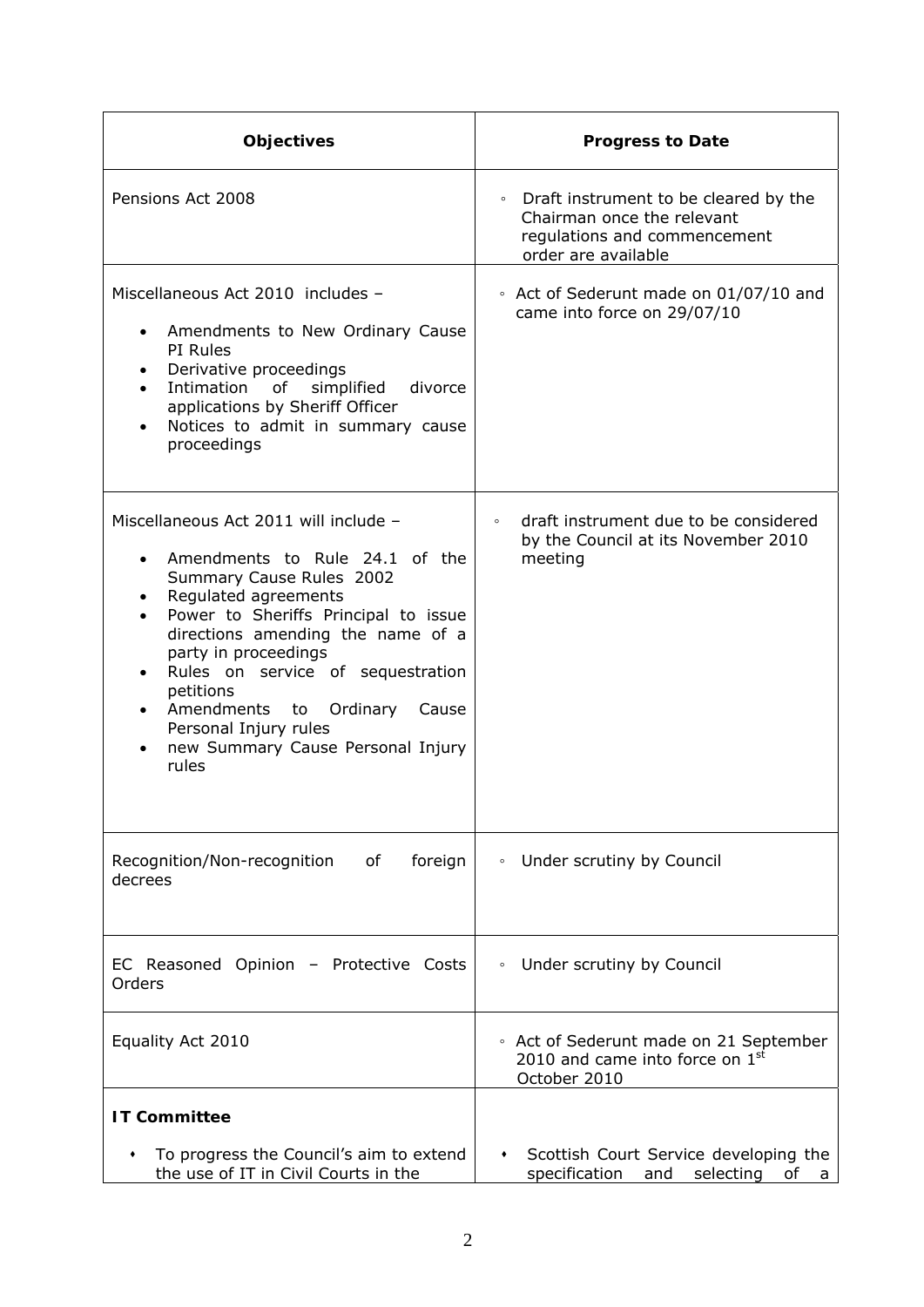| Objectives | Progress to Date |
|---|---|
| Pensions Act 2008 | ◦ Draft instrument to be cleared by the Chairman once the relevant regulations and commencement order are available |
| Miscellaneous Act 2010 includes – <br>• Amendments to New Ordinary Cause PI Rules<br>• Derivative proceedings<br>• Intimation of simplified divorce applications by Sheriff Officer<br>• Notices to admit in summary cause proceedings | ◦ Act of Sederunt made on 01/07/10 and came into force on 29/07/10 |
| Miscellaneous Act 2011 will include – <br>• Amendments to Rule 24.1 of the Summary Cause Rules 2002<br>• Regulated agreements<br>• Power to Sheriffs Principal to issue directions amending the name of a party in proceedings<br>• Rules on service of sequestration petitions<br>• Amendments to Ordinary Cause Personal Injury rules<br>• new Summary Cause Personal Injury rules | ◦ draft instrument due to be considered by the Council at its November 2010 meeting |
| Recognition/Non-recognition of foreign decrees | ◦ Under scrutiny by Council |
| EC Reasoned Opinion – Protective Costs Orders | ◦ Under scrutiny by Council |
| Equality Act 2010 | ◦ Act of Sederunt made on 21 September 2010 and came into force on 1st October 2010 |
| **IT Committee**<br>• To progress the Council's aim to extend the use of IT in Civil Courts in the | • Scottish Court Service developing the specification and selecting of a |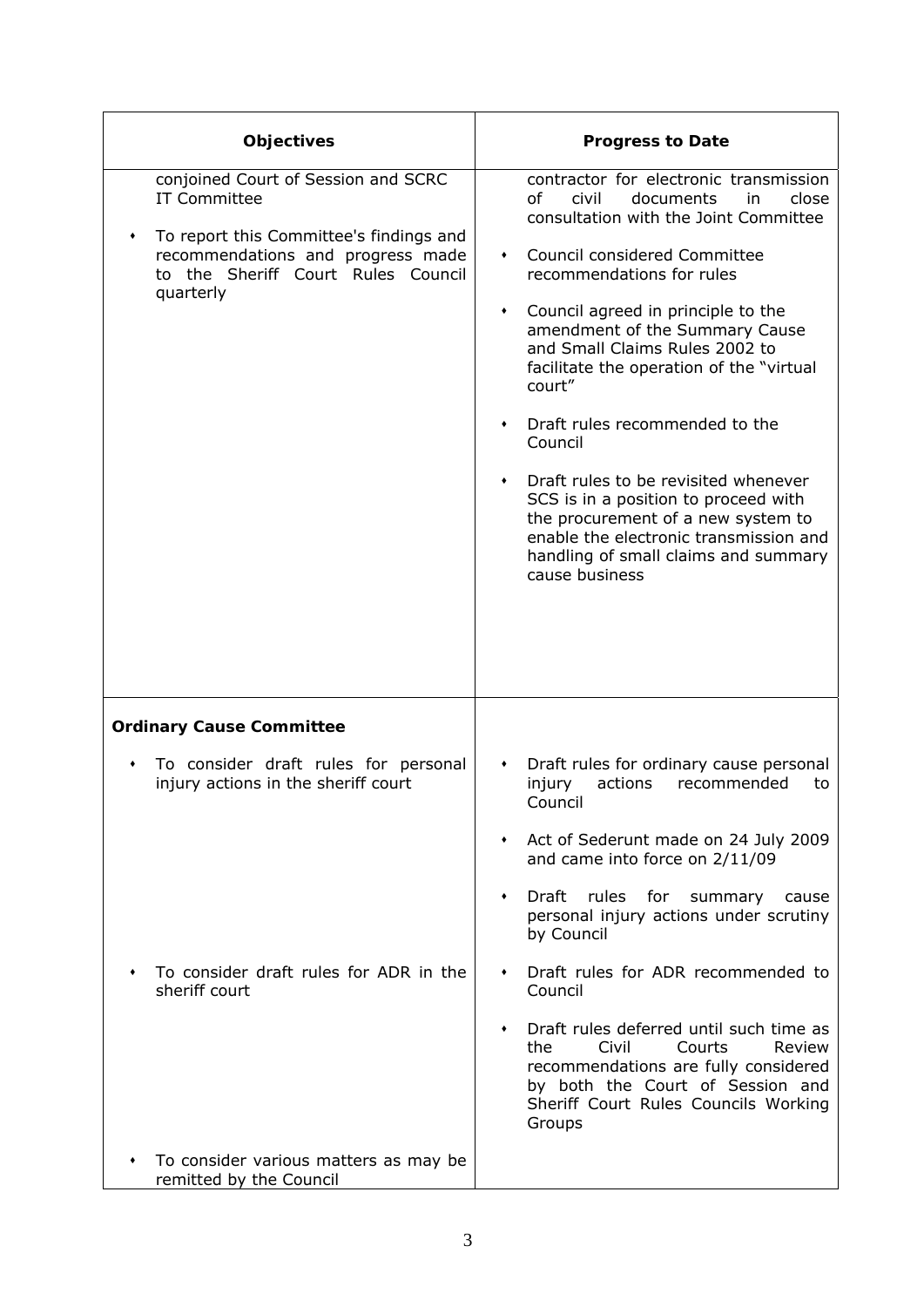| Objectives | Progress to Date |
|---|---|
| conjoined Court of Session and SCRC IT Committee<br><br>• To report this Committee's findings and recommendations and progress made to the Sheriff Court Rules Council quarterly | contractor for electronic transmission of civil documents in close consultation with the Joint Committee<br><br>• Council considered Committee recommendations for rules<br><br>• Council agreed in principle to the amendment of the Summary Cause and Small Claims Rules 2002 to facilitate the operation of the "virtual court"<br><br>• Draft rules recommended to the Council<br><br>• Draft rules to be revisited whenever SCS is in a position to proceed with the procurement of a new system to enable the electronic transmission and handling of small claims and summary cause business |
| **Ordinary Cause Committee**<br><br>• To consider draft rules for personal injury actions in the sheriff court | • Draft rules for ordinary cause personal injury actions recommended to Council<br><br>• Act of Sederunt made on 24 July 2009 and came into force on 2/11/09<br><br>• Draft rules for summary cause personal injury actions under scrutiny by Council |
| • To consider draft rules for ADR in the sheriff court | • Draft rules for ADR recommended to Council<br><br>• Draft rules deferred until such time as the Civil Courts Review recommendations are fully considered by both the Court of Session and Sheriff Court Rules Councils Working Groups |
| • To consider various matters as may be remitted by the Council | |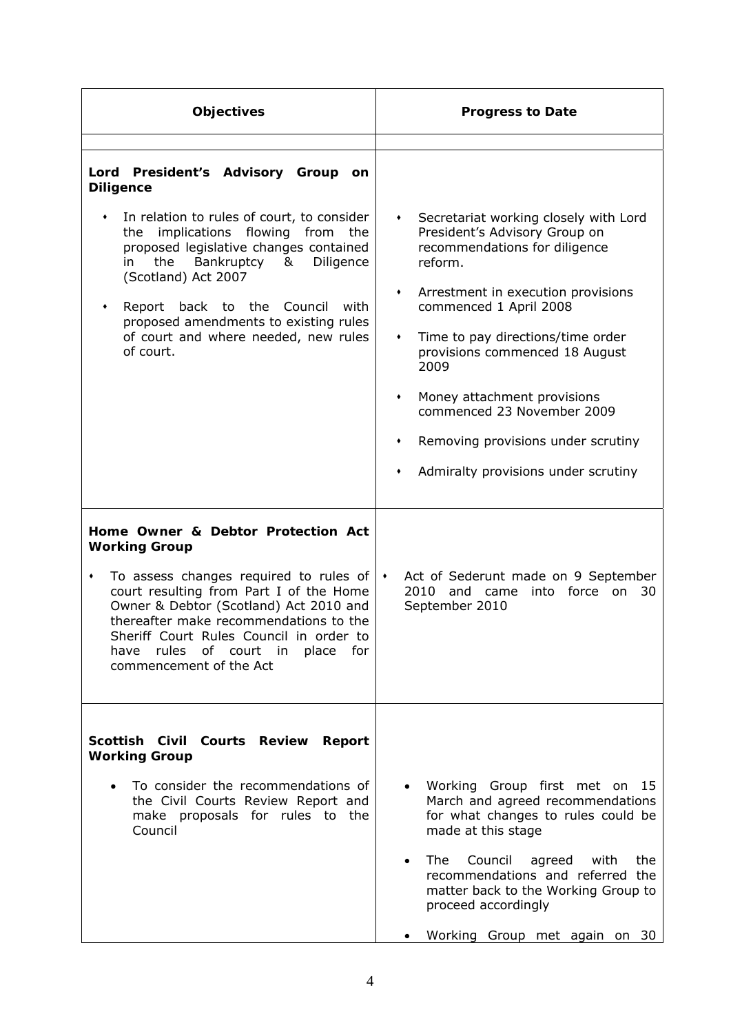| Objectives | Progress to Date |
|---|---|
| | |
| **Lord President's Advisory Group on Diligence**<br><br>• In relation to rules of court, to consider the implications flowing from the proposed legislative changes contained in the Bankruptcy & Diligence (Scotland) Act 2007<br><br>• Report back to the Council with proposed amendments to existing rules of court and where needed, new rules of court. | • Secretariat working closely with Lord President's Advisory Group on recommendations for diligence reform.<br><br>• Arrestment in execution provisions commenced 1 April 2008<br><br>• Time to pay directions/time order provisions commenced 18 August 2009<br><br>• Money attachment provisions commenced 23 November 2009<br><br>• Removing provisions under scrutiny<br><br>• Admiralty provisions under scrutiny |
| **Home Owner & Debtor Protection Act Working Group**<br><br>• To assess changes required to rules of court resulting from Part I of the Home Owner & Debtor (Scotland) Act 2010 and thereafter make recommendations to the Sheriff Court Rules Council in order to have rules of court in place for commencement of the Act | • Act of Sederunt made on 9 September 2010 and came into force on 30 September 2010 |
| **Scottish Civil Courts Review Report Working Group**<br><br>• To consider the recommendations of the Civil Courts Review Report and make proposals for rules to the Council | • Working Group first met on 15 March and agreed recommendations for what changes to rules could be made at this stage<br><br>• The Council agreed with the recommendations and referred the matter back to the Working Group to proceed accordingly<br><br>• Working Group met again on 30 |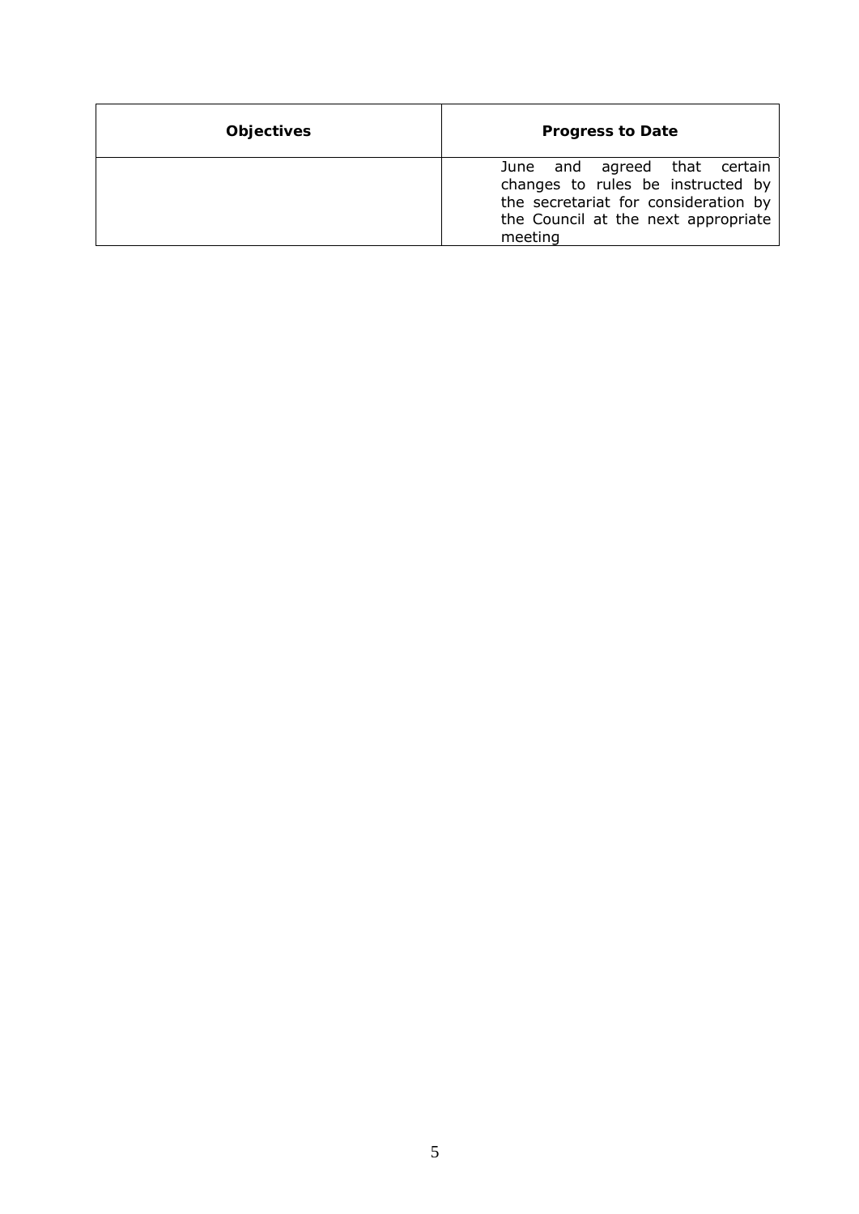| Objectives | Progress to Date |
| --- | --- |
| | June and agreed that certain changes to rules be instructed by the secretariat for consideration by the Council at the next appropriate meeting |